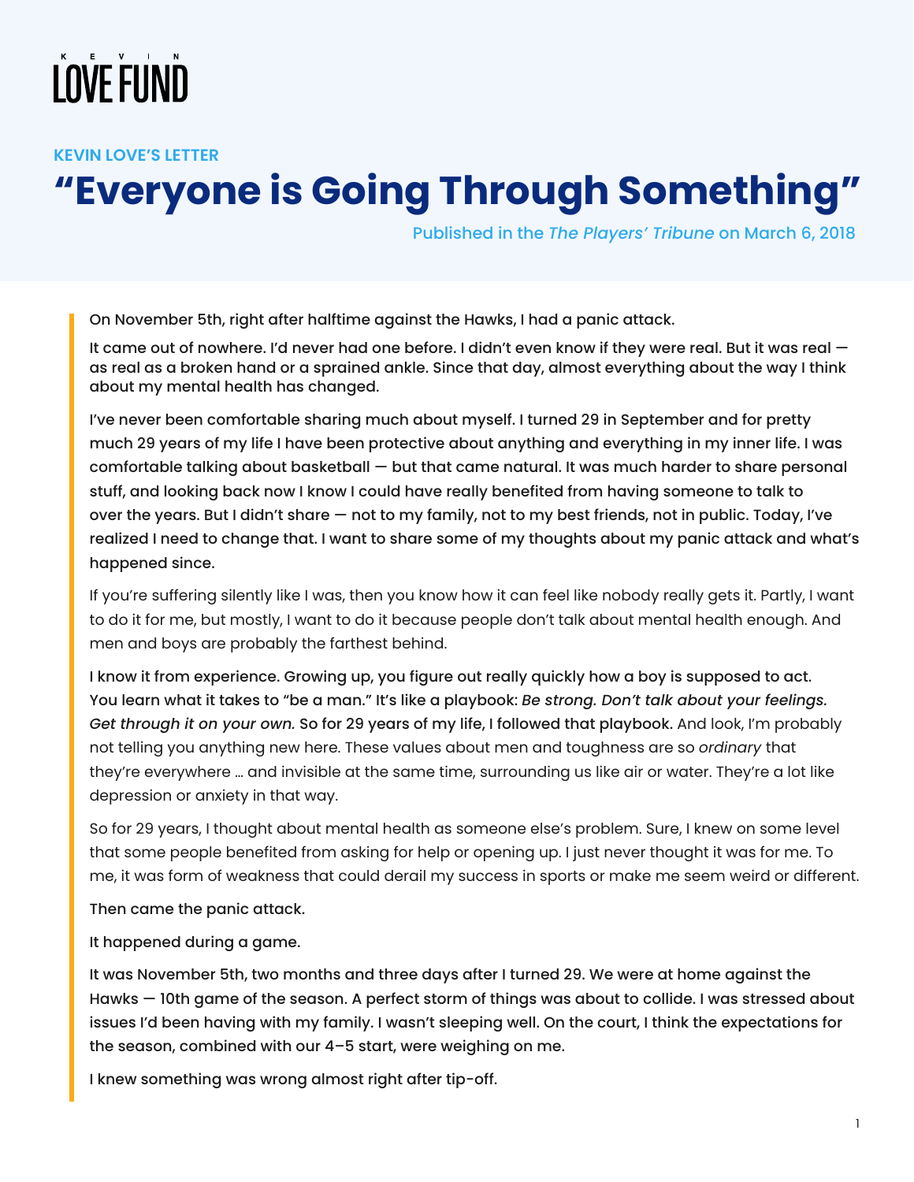KEVIN LOVE FUND

**KEVIN LOVE'S LETTER**

# "Everyone is Going Through Something"

Published in the *The Players' Tribune* on March 6, 2018

On November 5th, right after halftime against the Hawks, I had a panic attack.

It came out of nowhere. I'd never had one before. I didn't even know if they were real. But it was real — as real as a broken hand or a sprained ankle. Since that day, almost everything about the way I think about my mental health has changed.

I've never been comfortable sharing much about myself. I turned 29 in September and for pretty much 29 years of my life I have been protective about anything and everything in my inner life. I was comfortable talking about basketball — but that came natural. It was much harder to share personal stuff, and looking back now I know I could have really benefited from having someone to talk to over the years. But I didn't share — not to my family, not to my best friends, not in public. Today, I've realized I need to change that. I want to share some of my thoughts about my panic attack and what's happened since.

If you're suffering silently like I was, then you know how it can feel like nobody really gets it. Partly, I want to do it for me, but mostly, I want to do it because people don't talk about mental health enough. And men and boys are probably the farthest behind.

I know it from experience. Growing up, you figure out really quickly how a boy is supposed to act. You learn what it takes to "be a man." It's like a playbook: *Be strong. Don't talk about your feelings. Get through it on your own.* So for 29 years of my life, I followed that playbook. And look, I'm probably not telling you anything new here. These values about men and toughness are so *ordinary* that they're everywhere … and invisible at the same time, surrounding us like air or water. They're a lot like depression or anxiety in that way.

So for 29 years, I thought about mental health as someone else's problem. Sure, I knew on some level that some people benefited from asking for help or opening up. I just never thought it was for me. To me, it was form of weakness that could derail my success in sports or make me seem weird or different.

Then came the panic attack.

It happened during a game.

It was November 5th, two months and three days after I turned 29. We were at home against the Hawks — 10th game of the season. A perfect storm of things was about to collide. I was stressed about issues I'd been having with my family. I wasn't sleeping well. On the court, I think the expectations for the season, combined with our 4–5 start, were weighing on me.

I knew something was wrong almost right after tip-off.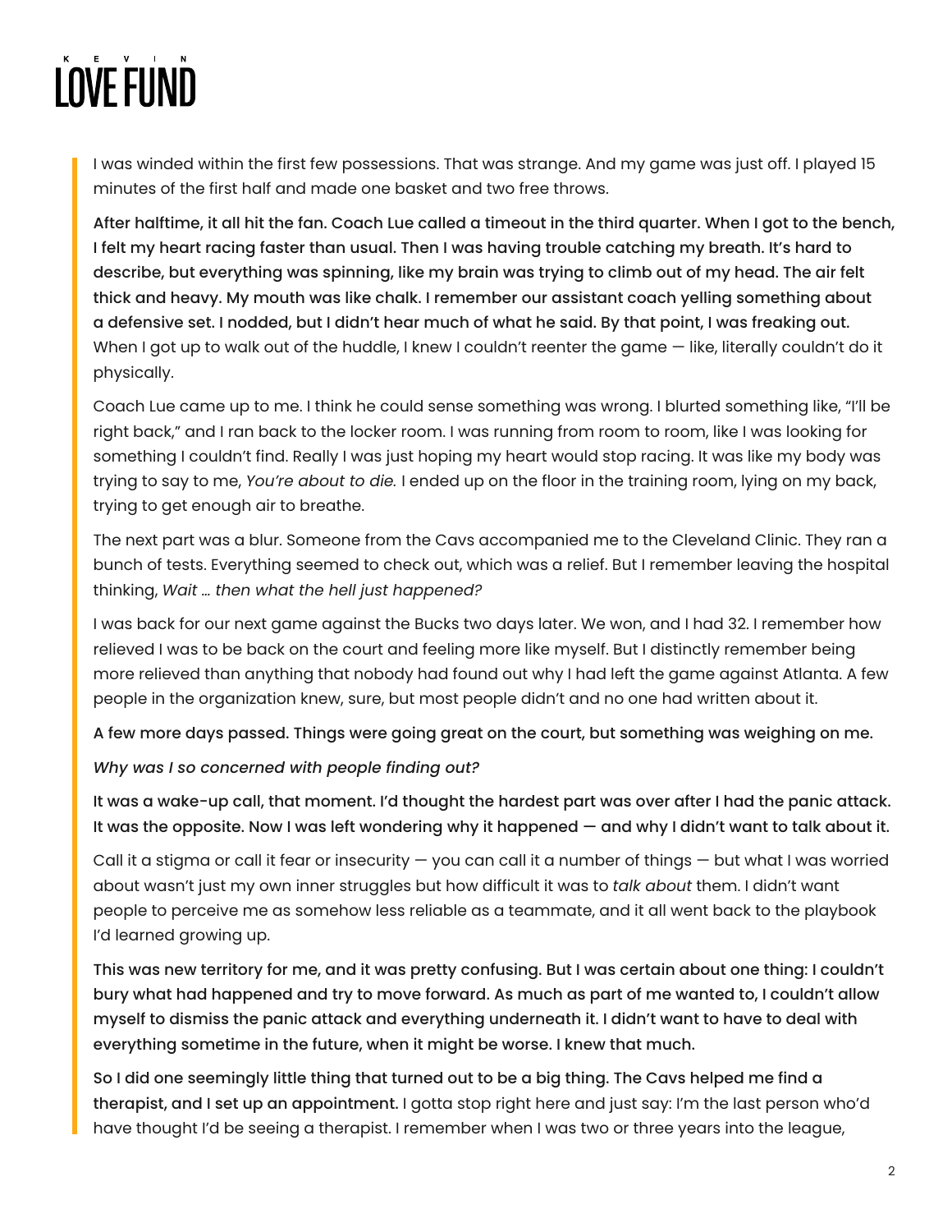I was winded within the first few possessions. That was strange. And my game was just off. I played 15 minutes of the first half and made one basket and two free throws.

**After halftime, it all hit the fan. Coach Lue called a timeout in the third quarter. When I got to the bench, I felt my heart racing faster than usual. Then I was having trouble catching my breath. It's hard to describe, but everything was spinning, like my brain was trying to climb out of my head. The air felt thick and heavy. My mouth was like chalk. I remember our assistant coach yelling something about a defensive set. I nodded, but I didn't hear much of what he said. By that point, I was freaking out.** When I got up to walk out of the huddle, I knew I couldn't reenter the game — like, literally couldn't do it physically.

Coach Lue came up to me. I think he could sense something was wrong. I blurted something like, "I'll be right back," and I ran back to the locker room. I was running from room to room, like I was looking for something I couldn't find. Really I was just hoping my heart would stop racing. It was like my body was trying to say to me, *You're about to die.* I ended up on the floor in the training room, lying on my back, trying to get enough air to breathe.

The next part was a blur. Someone from the Cavs accompanied me to the Cleveland Clinic. They ran a bunch of tests. Everything seemed to check out, which was a relief. But I remember leaving the hospital thinking, *Wait … then what the hell just happened?*

I was back for our next game against the Bucks two days later. We won, and I had 32. I remember how relieved I was to be back on the court and feeling more like myself. But I distinctly remember being more relieved than anything that nobody had found out why I had left the game against Atlanta. A few people in the organization knew, sure, but most people didn't and no one had written about it.

**A few more days passed. Things were going great on the court, but something was weighing on me.**

*Why was I so concerned with people finding out?*

**It was a wake-up call, that moment. I'd thought the hardest part was over after I had the panic attack. It was the opposite. Now I was left wondering why it happened — and why I didn't want to talk about it.**

Call it a stigma or call it fear or insecurity — you can call it a number of things — but what I was worried about wasn't just my own inner struggles but how difficult it was to *talk about* them. I didn't want people to perceive me as somehow less reliable as a teammate, and it all went back to the playbook I'd learned growing up.

**This was new territory for me, and it was pretty confusing. But I was certain about one thing: I couldn't bury what had happened and try to move forward. As much as part of me wanted to, I couldn't allow myself to dismiss the panic attack and everything underneath it. I didn't want to have to deal with everything sometime in the future, when it might be worse. I knew that much.**

**So I did one seemingly little thing that turned out to be a big thing. The Cavs helped me find a therapist, and I set up an appointment.** I gotta stop right here and just say: I'm the last person who'd have thought I'd be seeing a therapist. I remember when I was two or three years into the league,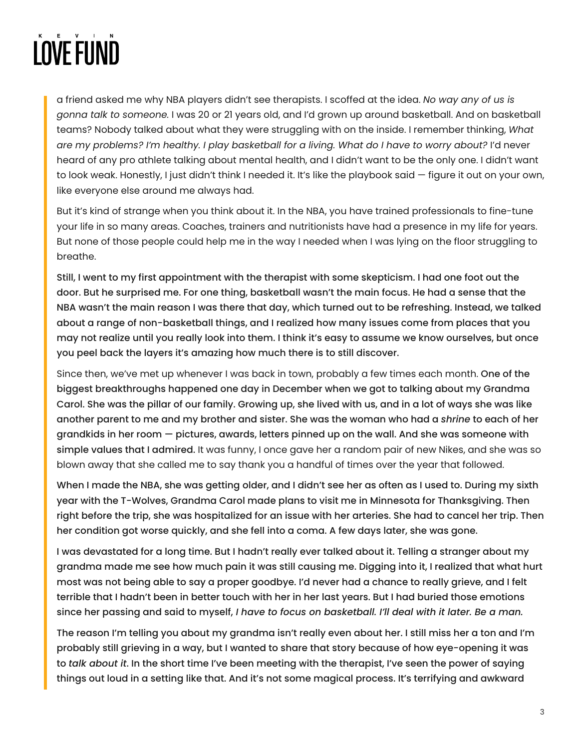a friend asked me why NBA players didn't see therapists. I scoffed at the idea. *No way any of us is gonna talk to someone.* I was 20 or 21 years old, and I'd grown up around basketball. And on basketball teams? Nobody talked about what they were struggling with on the inside. I remember thinking, *What are my problems? I'm healthy. I play basketball for a living. What do I have to worry about?* I'd never heard of any pro athlete talking about mental health, and I didn't want to be the only one. I didn't want to look weak. Honestly, I just didn't think I needed it. It's like the playbook said — figure it out on your own, like everyone else around me always had.

But it's kind of strange when you think about it. In the NBA, you have trained professionals to fine-tune your life in so many areas. Coaches, trainers and nutritionists have had a presence in my life for years. But none of those people could help me in the way I needed when I was lying on the floor struggling to breathe.

Still, I went to my first appointment with the therapist with some skepticism. I had one foot out the door. But he surprised me. For one thing, basketball wasn't the main focus. He had a sense that the NBA wasn't the main reason I was there that day, which turned out to be refreshing. Instead, we talked about a range of non-basketball things, and I realized how many issues come from places that you may not realize until you really look into them. I think it's easy to assume we know ourselves, but once you peel back the layers it's amazing how much there is to still discover.

Since then, we've met up whenever I was back in town, probably a few times each month. One of the biggest breakthroughs happened one day in December when we got to talking about my Grandma Carol. She was the pillar of our family. Growing up, she lived with us, and in a lot of ways she was like another parent to me and my brother and sister. She was the woman who had a *shrine* to each of her grandkids in her room — pictures, awards, letters pinned up on the wall. And she was someone with simple values that I admired. It was funny, I once gave her a random pair of new Nikes, and she was so blown away that she called me to say thank you a handful of times over the year that followed.

When I made the NBA, she was getting older, and I didn't see her as often as I used to. During my sixth year with the T-Wolves, Grandma Carol made plans to visit me in Minnesota for Thanksgiving. Then right before the trip, she was hospitalized for an issue with her arteries. She had to cancel her trip. Then her condition got worse quickly, and she fell into a coma. A few days later, she was gone.

I was devastated for a long time. But I hadn't really ever talked about it. Telling a stranger about my grandma made me see how much pain it was still causing me. Digging into it, I realized that what hurt most was not being able to say a proper goodbye. I'd never had a chance to really grieve, and I felt terrible that I hadn't been in better touch with her in her last years. But I had buried those emotions since her passing and said to myself, *I have to focus on basketball. I'll deal with it later. Be a man.*

The reason I'm telling you about my grandma isn't really even about her. I still miss her a ton and I'm probably still grieving in a way, but I wanted to share that story because of how eye-opening it was to *talk about it*. In the short time I've been meeting with the therapist, I've seen the power of saying things out loud in a setting like that. And it's not some magical process. It's terrifying and awkward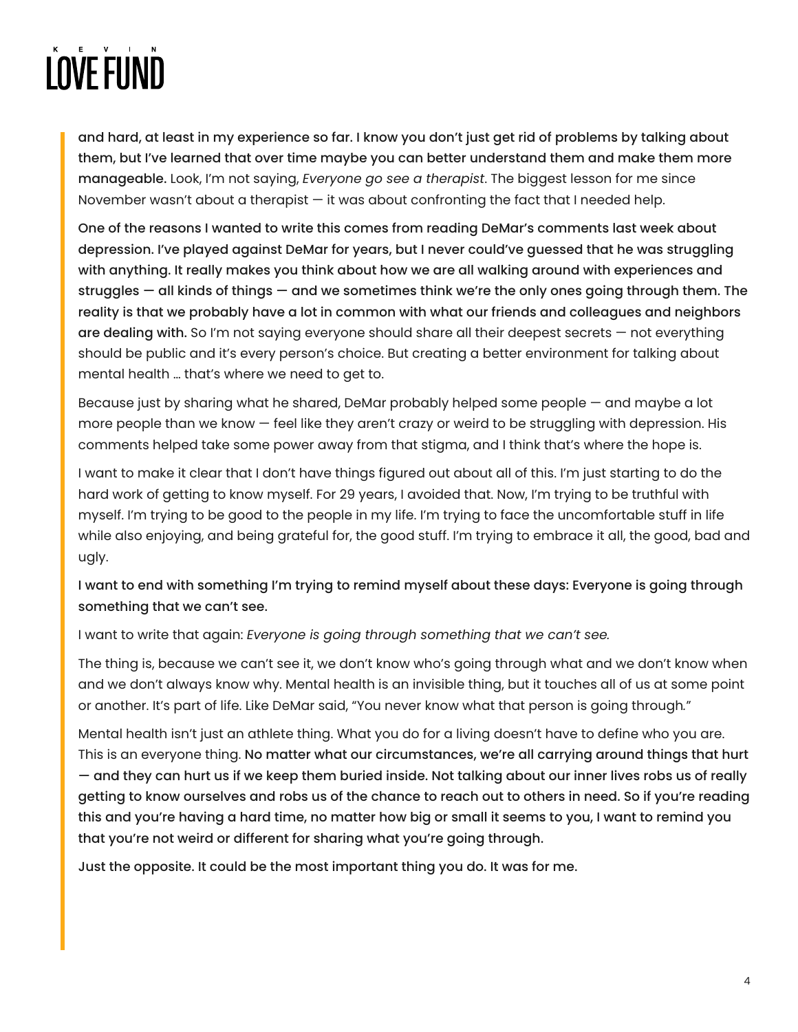and hard, at least in my experience so far. I know you don't just get rid of problems by talking about them, but I've learned that over time maybe you can better understand them and make them more manageable. Look, I'm not saying, *Everyone go see a therapist*. The biggest lesson for me since November wasn't about a therapist — it was about confronting the fact that I needed help.

One of the reasons I wanted to write this comes from reading DeMar's comments last week about depression. I've played against DeMar for years, but I never could've guessed that he was struggling with anything. It really makes you think about how we are all walking around with experiences and struggles — all kinds of things — and we sometimes think we're the only ones going through them. The reality is that we probably have a lot in common with what our friends and colleagues and neighbors are dealing with. So I'm not saying everyone should share all their deepest secrets — not everything should be public and it's every person's choice. But creating a better environment for talking about mental health … that's where we need to get to.

Because just by sharing what he shared, DeMar probably helped some people — and maybe a lot more people than we know — feel like they aren't crazy or weird to be struggling with depression. His comments helped take some power away from that stigma, and I think that's where the hope is.

I want to make it clear that I don't have things figured out about all of this. I'm just starting to do the hard work of getting to know myself. For 29 years, I avoided that. Now, I'm trying to be truthful with myself. I'm trying to be good to the people in my life. I'm trying to face the uncomfortable stuff in life while also enjoying, and being grateful for, the good stuff. I'm trying to embrace it all, the good, bad and ugly.

I want to end with something I'm trying to remind myself about these days: Everyone is going through something that we can't see.

I want to write that again: *Everyone is going through something that we can't see.*

The thing is, because we can't see it, we don't know who's going through what and we don't know when and we don't always know why. Mental health is an invisible thing, but it touches all of us at some point or another. It's part of life. Like DeMar said, "You never know what that person is going through."

Mental health isn't just an athlete thing. What you do for a living doesn't have to define who you are. This is an everyone thing. No matter what our circumstances, we're all carrying around things that hurt — and they can hurt us if we keep them buried inside. Not talking about our inner lives robs us of really getting to know ourselves and robs us of the chance to reach out to others in need. So if you're reading this and you're having a hard time, no matter how big or small it seems to you, I want to remind you that you're not weird or different for sharing what you're going through.

Just the opposite. It could be the most important thing you do. It was for me.